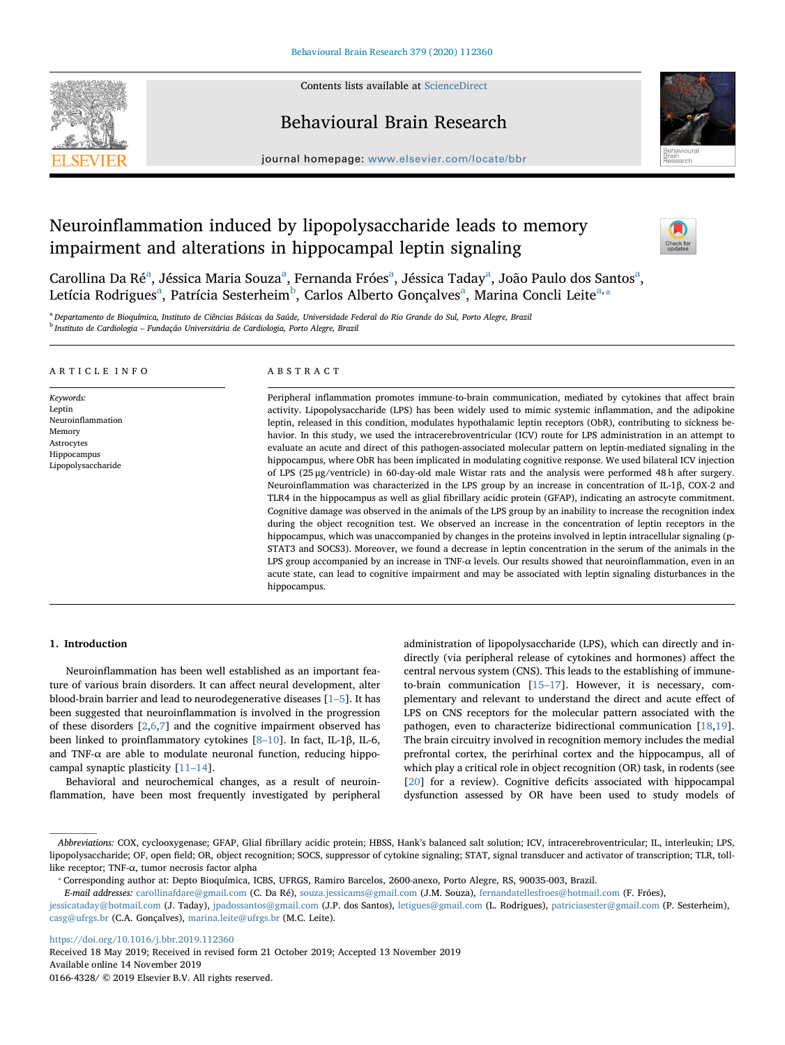# Neuroinflammation induced by lipopolysaccharide leads to memory impairment and alterations in hippocampal leptin signaling

Carollina Da Ré[a], Jéssica Maria Souza[a], Fernanda Fróes[a], Jéssica Taday[a], João Paulo dos Santos[a], Letícia Rodrigues[a], Patrícia Sesterheim[b], Carlos Alberto Gonçalves[a], Marina Concli Leite[a,*]

[a] Departamento de Bioquímica, Instituto de Ciências Básicas da Saúde, Universidade Federal do Rio Grande do Sul, Porto Alegre, Brazil

[b] Instituto de Cardiologia – Fundação Universitária de Cardiologia, Porto Alegre, Brazil

## ARTICLE INFO

*Keywords:*
Leptin
Neuroinflammation
Memory
Astrocytes
Hippocampus
Lipopolysaccharide

## ABSTRACT

Peripheral inflammation promotes immune-to-brain communication, mediated by cytokines that affect brain activity. Lipopolysaccharide (LPS) has been widely used to mimic systemic inflammation, and the adipokine leptin, released in this condition, modulates hypothalamic leptin receptors (ObR), contributing to sickness behavior. In this study, we used the intracerebroventricular (ICV) route for LPS administration in an attempt to evaluate an acute and direct of this pathogen-associated molecular pattern on leptin-mediated signaling in the hippocampus, where ObR has been implicated in modulating cognitive response. We used bilateral ICV injection of LPS (25 μg/ventricle) in 60-day-old male Wistar rats and the analysis were performed 48 h after surgery. Neuroinflammation was characterized in the LPS group by an increase in concentration of IL-1β, COX-2 and TLR4 in the hippocampus as well as glial fibrillary acidic protein (GFAP), indicating an astrocyte commitment. Cognitive damage was observed in the animals of the LPS group by an inability to increase the recognition index during the object recognition test. We observed an increase in the concentration of leptin receptors in the hippocampus, which was unaccompanied by changes in the proteins involved in leptin intracellular signaling (p-STAT3 and SOCS3). Moreover, we found a decrease in leptin concentration in the serum of the animals in the LPS group accompanied by an increase in TNF-α levels. Our results showed that neuroinflammation, even in an acute state, can lead to cognitive impairment and may be associated with leptin signaling disturbances in the hippocampus.

## 1. Introduction

Neuroinflammation has been well established as an important feature of various brain disorders. It can affect neural development, alter blood-brain barrier and lead to neurodegenerative diseases [1–5]. It has been suggested that neuroinflammation is involved in the progression of these disorders [2,6,7] and the cognitive impairment observed has been linked to proinflammatory cytokines [8–10]. In fact, IL-1β, IL-6, and TNF-α are able to modulate neuronal function, reducing hippocampal synaptic plasticity [11–14].

Behavioral and neurochemical changes, as a result of neuroinflammation, have been most frequently investigated by peripheral administration of lipopolysaccharide (LPS), which can directly and indirectly (via peripheral release of cytokines and hormones) affect the central nervous system (CNS). This leads to the establishing of immune-to-brain communication [15–17]. However, it is necessary, complementary and relevant to understand the direct and acute effect of LPS on CNS receptors for the molecular pattern associated with the pathogen, even to characterize bidirectional communication [18,19]. The brain circuitry involved in recognition memory includes the medial prefrontal cortex, the perirhinal cortex and the hippocampus, all of which play a critical role in object recognition (OR) task, in rodents (see [20] for a review). Cognitive deficits associated with hippocampal dysfunction assessed by OR have been used to study models of

---

*Abbreviations:* COX, cyclooxygenase; GFAP, Glial fibrillary acidic protein; HBSS, Hank's balanced salt solution; ICV, intracerebroventricular; IL, interleukin; LPS, lipopolysaccharide; OF, open field; OR, object recognition; SOCS, suppressor of cytokine signaling; STAT, signal transducer and activator of transcription; TLR, toll-like receptor; TNF-α, tumor necrosis factor alpha

* Corresponding author at: Depto Bioquímica, ICBS, UFRGS, Ramiro Barcelos, 2600-anexo, Porto Alegre, RS, 90035-003, Brazil.

*E-mail addresses:* carollinafdare@gmail.com (C. Da Ré), souza.jessicams@gmail.com (J.M. Souza), fernandatellesfroes@hotmail.com (F. Fróes), jessicataday@hotmail.com (J. Taday), jpadossantos@gmail.com (J.P. dos Santos), letigues@gmail.com (L. Rodrigues), patriciasester@gmail.com (P. Sesterheim), casg@ufrgs.br (C.A. Gonçalves), marina.leite@ufrgs.br (M.C. Leite).

https://doi.org/10.1016/j.bbr.2019.112360
Received 18 May 2019; Received in revised form 21 October 2019; Accepted 13 November 2019
Available online 14 November 2019
0166-4328/ © 2019 Elsevier B.V. All rights reserved.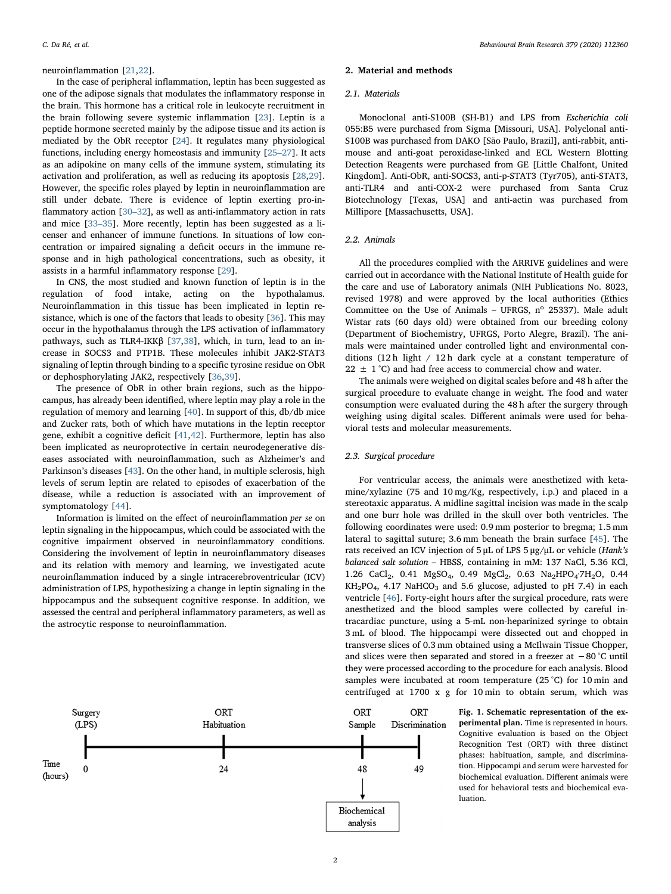neuroinflammation [21,22].

In the case of peripheral inflammation, leptin has been suggested as one of the adipose signals that modulates the inflammatory response in the brain. This hormone has a critical role in leukocyte recruitment in the brain following severe systemic inflammation [23]. Leptin is a peptide hormone secreted mainly by the adipose tissue and its action is mediated by the ObR receptor [24]. It regulates many physiological functions, including energy homeostasis and immunity [25–27]. It acts as an adipokine on many cells of the immune system, stimulating its activation and proliferation, as well as reducing its apoptosis [28,29]. However, the specific roles played by leptin in neuroinflammation are still under debate. There is evidence of leptin exerting pro-inflammatory action [30–32], as well as anti-inflammatory action in rats and mice [33–35]. More recently, leptin has been suggested as a licenser and enhancer of immune functions. In situations of low concentration or impaired signaling a deficit occurs in the immune response and in high pathological concentrations, such as obesity, it assists in a harmful inflammatory response [29].

In CNS, the most studied and known function of leptin is in the regulation of food intake, acting on the hypothalamus. Neuroinflammation in this tissue has been implicated in leptin resistance, which is one of the factors that leads to obesity [36]. This may occur in the hypothalamus through the LPS activation of inflammatory pathways, such as TLR4-IKKβ [37,38], which, in turn, lead to an increase in SOCS3 and PTP1B. These molecules inhibit JAK2-STAT3 signaling of leptin through binding to a specific tyrosine residue on ObR or dephosphorylating JAK2, respectively [36,39].

The presence of ObR in other brain regions, such as the hippocampus, has already been identified, where leptin may play a role in the regulation of memory and learning [40]. In support of this, db/db mice and Zucker rats, both of which have mutations in the leptin receptor gene, exhibit a cognitive deficit [41,42]. Furthermore, leptin has also been implicated as neuroprotective in certain neurodegenerative diseases associated with neuroinflammation, such as Alzheimer's and Parkinson's diseases [43]. On the other hand, in multiple sclerosis, high levels of serum leptin are related to episodes of exacerbation of the disease, while a reduction is associated with an improvement of symptomatology [44].

Information is limited on the effect of neuroinflammation *per se* on leptin signaling in the hippocampus, which could be associated with the cognitive impairment observed in neuroinflammatory conditions. Considering the involvement of leptin in neuroinflammatory diseases and its relation with memory and learning, we investigated acute neuroinflammation induced by a single intracerebroventricular (ICV) administration of LPS, hypothesizing a change in leptin signaling in the hippocampus and the subsequent cognitive response. In addition, we assessed the central and peripheral inflammatory parameters, as well as the astrocytic response to neuroinflammation.

## 2. Material and methods

### 2.1. Materials

Monoclonal anti-S100B (SH-B1) and LPS from *Escherichia coli* 055:B5 were purchased from Sigma [Missouri, USA]. Polyclonal anti-S100B was purchased from DAKO [São Paulo, Brazil], anti-rabbit, anti-mouse and anti-goat peroxidase-linked and ECL Western Blotting Detection Reagents were purchased from GE [Little Chalfont, United Kingdom]. Anti-ObR, anti-SOCS3, anti-p-STAT3 (Tyr705), anti-STAT3, anti-TLR4 and anti-COX-2 were purchased from Santa Cruz Biotechnology [Texas, USA] and anti-actin was purchased from Millipore [Massachusetts, USA].

### 2.2. Animals

All the procedures complied with the ARRIVE guidelines and were carried out in accordance with the National Institute of Health guide for the care and use of Laboratory animals (NIH Publications No. 8023, revised 1978) and were approved by the local authorities (Ethics Committee on the Use of Animals – UFRGS, nº 25337). Male adult Wistar rats (60 days old) were obtained from our breeding colony (Department of Biochemistry, UFRGS, Porto Alegre, Brazil). The animals were maintained under controlled light and environmental conditions (12 h light / 12 h dark cycle at a constant temperature of 22 ± 1 °C) and had free access to commercial chow and water.

The animals were weighed on digital scales before and 48 h after the surgical procedure to evaluate change in weight. The food and water consumption were evaluated during the 48 h after the surgery through weighing using digital scales. Different animals were used for behavioral tests and molecular measurements.

### 2.3. Surgical procedure

For ventricular access, the animals were anesthetized with ketamine/xylazine (75 and 10 mg/Kg, respectively, i.p.) and placed in a stereotaxic apparatus. A midline sagittal incision was made in the scalp and one burr hole was drilled in the skull over both ventricles. The following coordinates were used: 0.9 mm posterior to bregma; 1.5 mm lateral to sagittal suture; 3.6 mm beneath the brain surface [45]. The rats received an ICV injection of 5 μL of LPS 5 μg/μL or vehicle (*Hank's balanced salt solution* – HBSS, containing in mM: 137 NaCl, 5.36 KCl, 1.26 $CaCl_2$, 0.41 $MgSO_4$, 0.49 $MgCl_2$, 0.63 $Na_2HPO_4 \cdot 7H_2O$, 0.44 $KH_2PO_4$, 4.17 $NaHCO_3$ and 5.6 glucose, adjusted to pH 7.4) in each ventricle [46]. Forty-eight hours after the surgical procedure, rats were anesthetized and the blood samples were collected by careful intracardiac puncture, using a 5-mL non-heparinized syringe to obtain 3 mL of blood. The hippocampi were dissected out and chopped in transverse slices of 0.3 mm obtained using a McIlwain Tissue Chopper, and slices were then separated and stored in a freezer at −80 °C until they were processed according to the procedure for each analysis. Blood samples were incubated at room temperature (25 °C) for 10 min and centrifuged at 1700 x g for 10 min to obtain serum, which was

**Fig. 1. Schematic representation of the experimental plan.** Time is represented in hours. Cognitive evaluation is based on the Object Recognition Test (ORT) with three distinct phases: habituation, sample, and discrimination. Hippocampi and serum were harvested for biochemical evaluation. Different animals were used for behavioral tests and biochemical evaluation.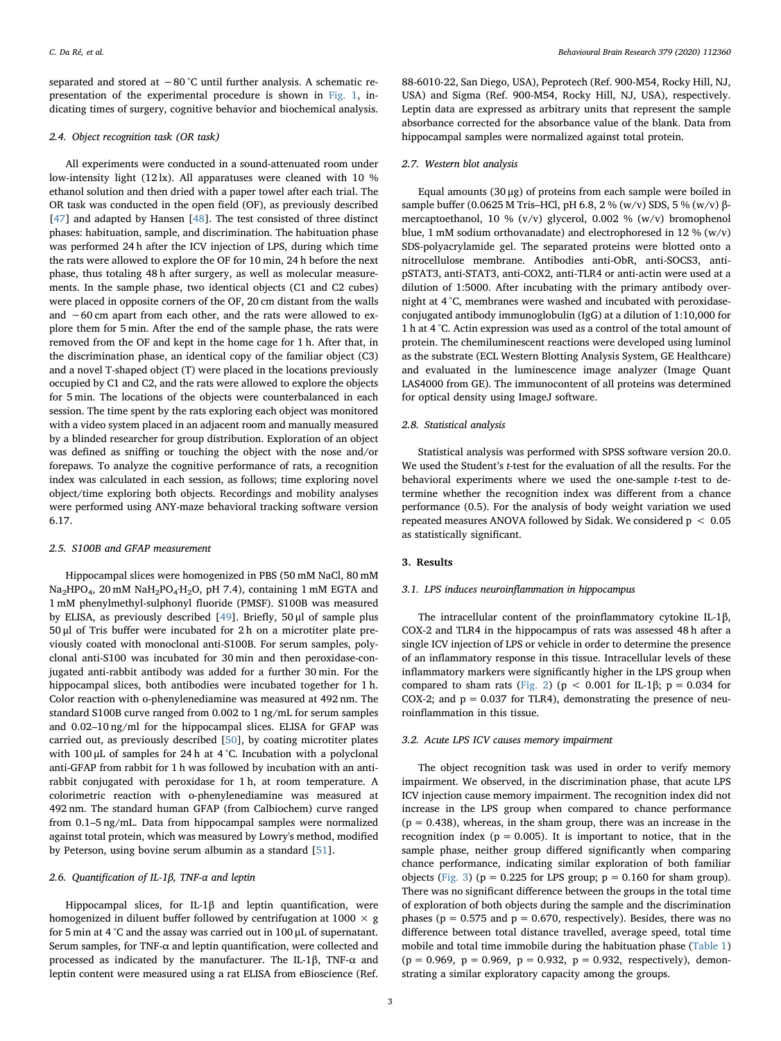separated and stored at −80 °C until further analysis. A schematic representation of the experimental procedure is shown in Fig. 1, indicating times of surgery, cognitive behavior and biochemical analysis.

### 2.4. Object recognition task (OR task)

All experiments were conducted in a sound-attenuated room under low-intensity light (12 lx). All apparatuses were cleaned with 10 % ethanol solution and then dried with a paper towel after each trial. The OR task was conducted in the open field (OF), as previously described [47] and adapted by Hansen [48]. The test consisted of three distinct phases: habituation, sample, and discrimination. The habituation phase was performed 24 h after the ICV injection of LPS, during which time the rats were allowed to explore the OF for 10 min, 24 h before the next phase, thus totaling 48 h after surgery, as well as molecular measurements. In the sample phase, two identical objects (C1 and C2 cubes) were placed in opposite corners of the OF, 20 cm distant from the walls and ~60 cm apart from each other, and the rats were allowed to explore them for 5 min. After the end of the sample phase, the rats were removed from the OF and kept in the home cage for 1 h. After that, in the discrimination phase, an identical copy of the familiar object (C3) and a novel T-shaped object (T) were placed in the locations previously occupied by C1 and C2, and the rats were allowed to explore the objects for 5 min. The locations of the objects were counterbalanced in each session. The time spent by the rats exploring each object was monitored with a video system placed in an adjacent room and manually measured by a blinded researcher for group distribution. Exploration of an object was defined as sniffing or touching the object with the nose and/or forepaws. To analyze the cognitive performance of rats, a recognition index was calculated in each session, as follows; time exploring novel object/time exploring both objects. Recordings and mobility analyses were performed using ANY-maze behavioral tracking software version 6.17.

### 2.5. S100B and GFAP measurement

Hippocampal slices were homogenized in PBS (50 mM NaCl, 80 mM $Na_2HPO_4$, 20 mM $NaH_2PO_4 \cdot H_2O$, pH 7.4), containing 1 mM EGTA and 1 mM phenylmethyl-sulphonyl fluoride (PMSF). S100B was measured by ELISA, as previously described [49]. Briefly, 50 μl of sample plus 50 μl of Tris buffer were incubated for 2 h on a microtiter plate previously coated with monoclonal anti-S100B. For serum samples, polyclonal anti-S100 was incubated for 30 min and then peroxidase-conjugated anti-rabbit antibody was added for a further 30 min. For the hippocampal slices, both antibodies were incubated together for 1 h. Color reaction with o-phenylenediamine was measured at 492 nm. The standard S100B curve ranged from 0.002 to 1 ng/mL for serum samples and 0.02–10 ng/ml for the hippocampal slices. ELISA for GFAP was carried out, as previously described [50], by coating microtiter plates with 100 μL of samples for 24 h at 4 °C. Incubation with a polyclonal anti-GFAP from rabbit for 1 h was followed by incubation with an anti-rabbit conjugated with peroxidase for 1 h, at room temperature. A colorimetric reaction with o-phenylenediamine was measured at 492 nm. The standard human GFAP (from Calbiochem) curve ranged from 0.1–5 ng/mL. Data from hippocampal samples were normalized against total protein, which was measured by Lowry's method, modified by Peterson, using bovine serum albumin as a standard [51].

### 2.6. Quantification of IL-1β, TNF-α and leptin

Hippocampal slices, for IL-1β and leptin quantification, were homogenized in diluent buffer followed by centrifugation at 1000 × g for 5 min at 4 °C and the assay was carried out in 100 μL of supernatant. Serum samples, for TNF-α and leptin quantification, were collected and processed as indicated by the manufacturer. The IL-1β, TNF-α and leptin content were measured using a rat ELISA from eBioscience (Ref. 88-6010-22, San Diego, USA), Peprotech (Ref. 900-M54, Rocky Hill, NJ, USA) and Sigma (Ref. 900-M54, Rocky Hill, NJ, USA), respectively. Leptin data are expressed as arbitrary units that represent the sample absorbance corrected for the absorbance value of the blank. Data from hippocampal samples were normalized against total protein.

### 2.7. Western blot analysis

Equal amounts (30 μg) of proteins from each sample were boiled in sample buffer (0.0625 M Tris–HCl, pH 6.8, 2 % (w/v) SDS, 5 % (w/v) β-mercaptoethanol, 10 % (v/v) glycerol, 0.002 % (w/v) bromophenol blue, 1 mM sodium orthovanadate) and electrophoresed in 12 % (w/v) SDS-polyacrylamide gel. The separated proteins were blotted onto a nitrocellulose membrane. Antibodies anti-ObR, anti-SOCS3, anti-pSTAT3, anti-STAT3, anti-COX2, anti-TLR4 or anti-actin were used at a dilution of 1:5000. After incubating with the primary antibody overnight at 4 °C, membranes were washed and incubated with peroxidase-conjugated antibody immunoglobulin (IgG) at a dilution of 1:10,000 for 1 h at 4 °C. Actin expression was used as a control of the total amount of protein. The chemiluminescent reactions were developed using luminol as the substrate (ECL Western Blotting Analysis System, GE Healthcare) and evaluated in the luminescence image analyzer (Image Quant LAS4000 from GE). The immunocontent of all proteins was determined for optical density using ImageJ software.

### 2.8. Statistical analysis

Statistical analysis was performed with SPSS software version 20.0. We used the Student's *t*-test for the evaluation of all the results. For the behavioral experiments where we used the one-sample *t*-test to determine whether the recognition index was different from a chance performance (0.5). For the analysis of body weight variation we used repeated measures ANOVA followed by Sidak. We considered $p < 0.05$ as statistically significant.

## 3. Results

### 3.1. LPS induces neuroinflammation in hippocampus

The intracellular content of the proinflammatory cytokine IL-1β, COX-2 and TLR4 in the hippocampus of rats was assessed 48 h after a single ICV injection of LPS or vehicle in order to determine the presence of an inflammatory response in this tissue. Intracellular levels of these inflammatory markers were significantly higher in the LPS group when compared to sham rats (Fig. 2) ($p < 0.001$ for IL-1β; $p = 0.034$ for COX-2; and $p = 0.037$ for TLR4), demonstrating the presence of neuroinflammation in this tissue.

### 3.2. Acute LPS ICV causes memory impairment

The object recognition task was used in order to verify memory impairment. We observed, in the discrimination phase, that acute LPS ICV injection cause memory impairment. The recognition index did not increase in the LPS group when compared to chance performance ($p = 0.438$), whereas, in the sham group, there was an increase in the recognition index ($p = 0.005$). It is important to notice, that in the sample phase, neither group differed significantly when comparing chance performance, indicating similar exploration of both familiar objects (Fig. 3) ($p = 0.225$ for LPS group; $p = 0.160$ for sham group). There was no significant difference between the groups in the total time of exploration of both objects during the sample and the discrimination phases ($p = 0.575$ and $p = 0.670$, respectively). Besides, there was no difference between total distance travelled, average speed, total time mobile and total time immobile during the habituation phase (Table 1) ($p = 0.969$, $p = 0.969$, $p = 0.932$, $p = 0.932$, respectively), demonstrating a similar exploratory capacity among the groups.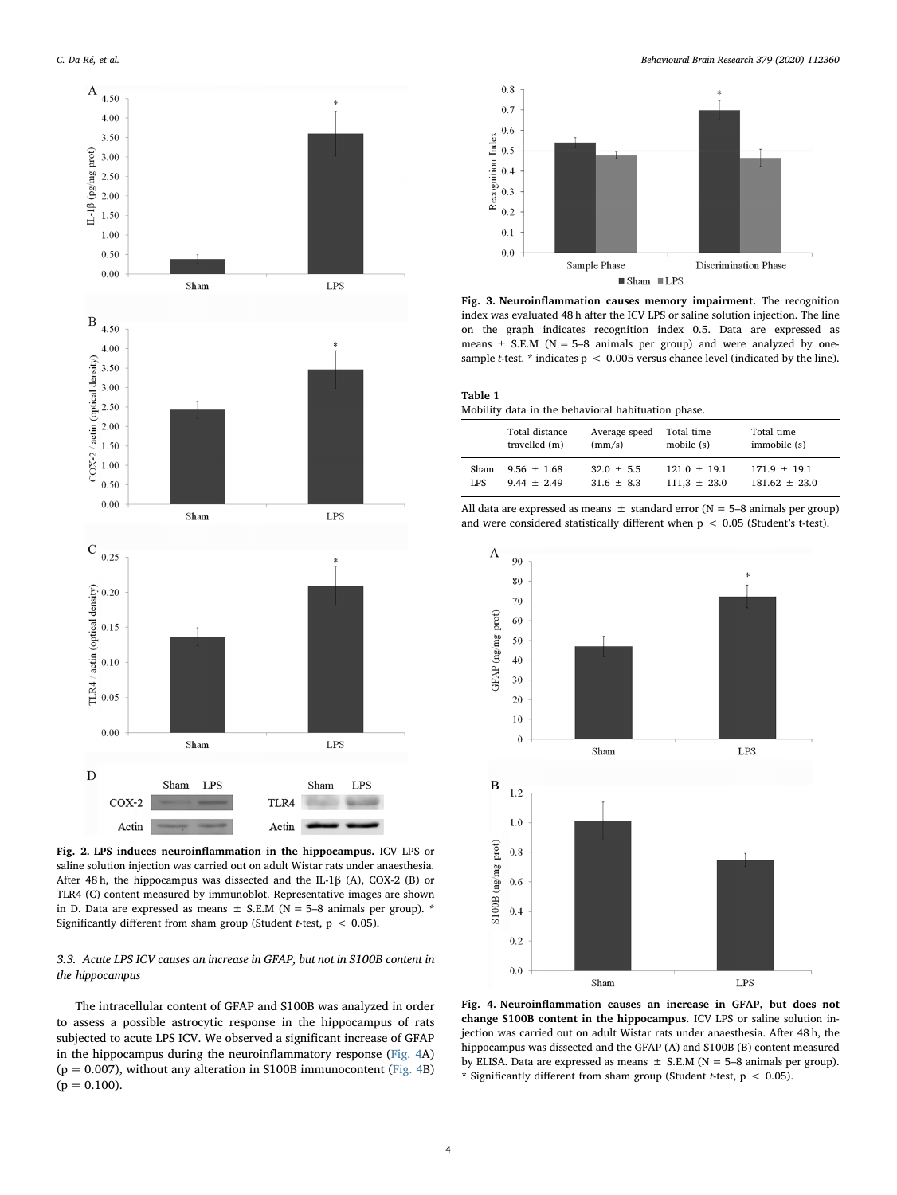Fig. 2. **LPS induces neuroinflammation in the hippocampus.** ICV LPS or saline solution injection was carried out on adult Wistar rats under anaesthesia. After 48 h, the hippocampus was dissected and the IL-1β (A), COX-2 (B) or TLR4 (C) content measured by immunoblot. Representative images are shown in D. Data are expressed as means ± S.E.M (N = 5–8 animals per group). * Significantly different from sham group (Student *t*-test, $p < 0.05$).

### 3.3. Acute LPS ICV causes an increase in GFAP, but not in S100B content in the hippocampus

The intracellular content of GFAP and S100B was analyzed in order to assess a possible astrocytic response in the hippocampus of rats subjected to acute LPS ICV. We observed a significant increase of GFAP in the hippocampus during the neuroinflammatory response (Fig. 4A) ($p = 0.007$), without any alteration in S100B immunocontent (Fig. 4B) ($p = 0.100$).

Fig. 3. **Neuroinflammation causes memory impairment.** The recognition index was evaluated 48 h after the ICV LPS or saline solution injection. The line on the graph indicates recognition index 0.5. Data are expressed as means ± S.E.M (N = 5–8 animals per group) and were analyzed by one-sample *t*-test. * indicates $p < 0.005$ versus chance level (indicated by the line).

**Table 1**
Mobility data in the behavioral habituation phase.

| | Total distance travelled (m) | Average speed (mm/s) | Total time mobile (s) | Total time immobile (s) |
|---|---|---|---|---|
| Sham | 9.56 ± 1.68 | 32.0 ± 5.5 | 121.0 ± 19.1 | 171.9 ± 19.1 |
| LPS | 9.44 ± 2.49 | 31.6 ± 8.3 | 111,3 ± 23.0 | 181.62 ± 23.0 |

All data are expressed as means ± standard error (N = 5–8 animals per group) and were considered statistically different when $p < 0.05$ (Student's t-test).

Fig. 4. **Neuroinflammation causes an increase in GFAP, but does not change S100B content in the hippocampus.** ICV LPS or saline solution injection was carried out on adult Wistar rats under anaesthesia. After 48 h, the hippocampus was dissected and the GFAP (A) and S100B (B) content measured by ELISA. Data are expressed as means ± S.E.M (N = 5–8 animals per group). * Significantly different from sham group (Student *t*-test, $p < 0.05$).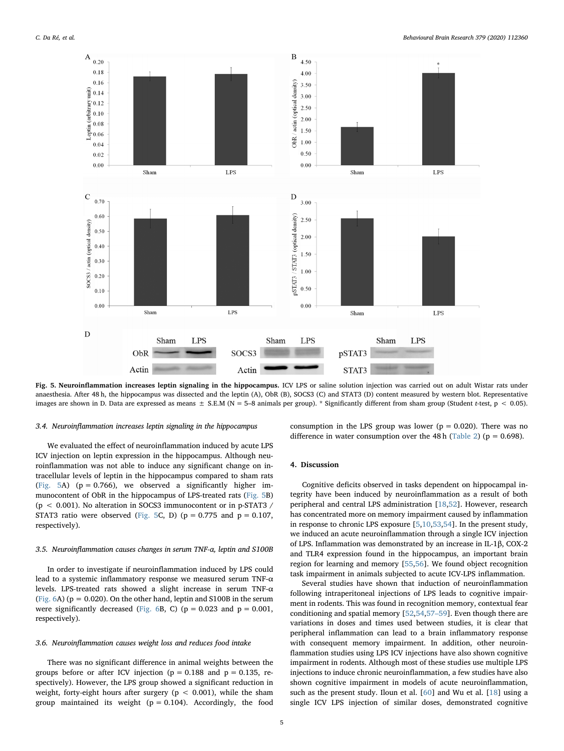**Fig. 5. Neuroinflammation increases leptin signaling in the hippocampus.** ICV LPS or saline solution injection was carried out on adult Wistar rats under anaesthesia. After 48 h, the hippocampus was dissected and the leptin (A), ObR (B), SOCS3 (C) and STAT3 (D) content measured by western blot. Representative images are shown in D. Data are expressed as means ± S.E.M (N = 5–8 animals per group). * Significantly different from sham group (Student *t*-test, $p < 0.05$).

### 3.4. Neuroinflammation increases leptin signaling in the hippocampus

We evaluated the effect of neuroinflammation induced by acute LPS ICV injection on leptin expression in the hippocampus. Although neuroinflammation was not able to induce any significant change on intracellular levels of leptin in the hippocampus compared to sham rats (Fig. 5A) ($p = 0.766$), we observed a significantly higher immunocontent of ObR in the hippocampus of LPS-treated rats (Fig. 5B) ($p < 0.001$). No alteration in SOCS3 immunocontent or in p-STAT3 / STAT3 ratio were observed (Fig. 5C, D) ($p = 0.775$ and $p = 0.107$, respectively).

### 3.5. Neuroinflammation causes changes in serum TNF-α, leptin and S100B

In order to investigate if neuroinflammation induced by LPS could lead to a systemic inflammatory response we measured serum TNF-α levels. LPS-treated rats showed a slight increase in serum TNF-α (Fig. 6A) ($p = 0.020$). On the other hand, leptin and S100B in the serum were significantly decreased (Fig. 6B, C) ($p = 0.023$ and $p = 0.001$, respectively).

### 3.6. Neuroinflammation causes weight loss and reduces food intake

There was no significant difference in animal weights between the groups before or after ICV injection ($p = 0.188$ and $p = 0.135$, respectively). However, the LPS group showed a significant reduction in weight, forty-eight hours after surgery ($p < 0.001$), while the sham group maintained its weight ($p = 0.104$). Accordingly, the food consumption in the LPS group was lower ($p = 0.020$). There was no difference in water consumption over the 48 h (Table 2) ($p = 0.698$).

## 4. Discussion

Cognitive deficits observed in tasks dependent on hippocampal integrity have been induced by neuroinflammation as a result of both peripheral and central LPS administration [18,52]. However, research has concentrated more on memory impairment caused by inflammation in response to chronic LPS exposure [5,10,53,54]. In the present study, we induced an acute neuroinflammation through a single ICV injection of LPS. Inflammation was demonstrated by an increase in IL-1β, COX-2 and TLR4 expression found in the hippocampus, an important brain region for learning and memory [55,56]. We found object recognition task impairment in animals subjected to acute ICV-LPS inflammation.

Several studies have shown that induction of neuroinflammation following intraperitoneal injections of LPS leads to cognitive impairment in rodents. This was found in recognition memory, contextual fear conditioning and spatial memory [52,54,57–59]. Even though there are variations in doses and times used between studies, it is clear that peripheral inflammation can lead to a brain inflammatory response with consequent memory impairment. In addition, other neuroinflammation studies using LPS ICV injections have also shown cognitive impairment in rodents. Although most of these studies use multiple LPS injections to induce chronic neuroinflammation, a few studies have also shown cognitive impairment in models of acute neuroinflammation, such as the present study. Iloun et al. [60] and Wu et al. [18] using a single ICV LPS injection of similar doses, demonstrated cognitive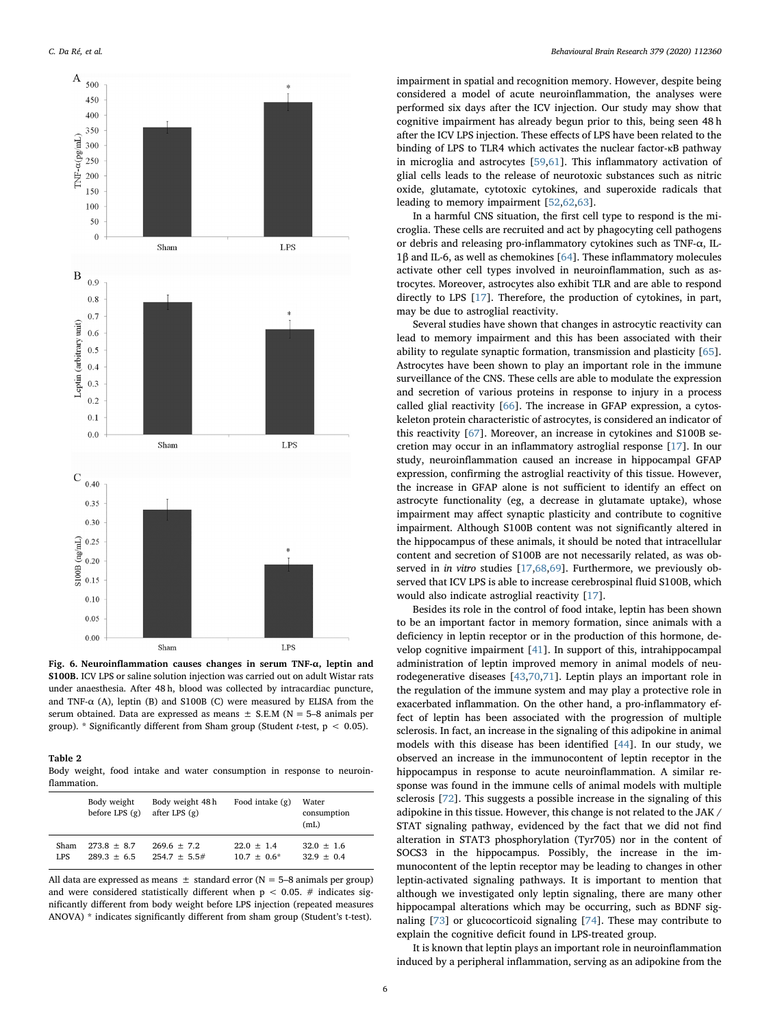**Fig. 6. Neuroinflammation causes changes in serum TNF-α, leptin and S100B.** ICV LPS or saline solution injection was carried out on adult Wistar rats under anaesthesia. After 48 h, blood was collected by intracardiac puncture, and TNF-α (A), leptin (B) and S100B (C) were measured by ELISA from the serum obtained. Data are expressed as means ± S.E.M (N = 5–8 animals per group). * Significantly different from Sham group (Student *t*-test, $p < 0.05$).

**Table 2**
Body weight, food intake and water consumption in response to neuroinflammation.

| | Body weight before LPS (g) | Body weight 48 h after LPS (g) | Food intake (g) | Water consumption (mL) |
|---|---|---|---|---|
| Sham | 273.8 ± 8.7 | 269.6 ± 7.2 | 22.0 ± 1.4 | 32.0 ± 1.6 |
| LPS | 289.3 ± 6.5 | 254.7 ± 5.5# | 10.7 ± 0.6* | 32.9 ± 0.4 |

All data are expressed as means ± standard error (N = 5–8 animals per group) and were considered statistically different when $p < 0.05$. # indicates significantly different from body weight before LPS injection (repeated measures ANOVA) * indicates significantly different from sham group (Student's t-test).

impairment in spatial and recognition memory. However, despite being considered a model of acute neuroinflammation, the analyses were performed six days after the ICV injection. Our study may show that cognitive impairment has already begun prior to this, being seen 48 h after the ICV LPS injection. These effects of LPS have been related to the binding of LPS to TLR4 which activates the nuclear factor-κB pathway in microglia and astrocytes [59,61]. This inflammatory activation of glial cells leads to the release of neurotoxic substances such as nitric oxide, glutamate, cytotoxic cytokines, and superoxide radicals that leading to memory impairment [52,62,63].

In a harmful CNS situation, the first cell type to respond is the microglia. These cells are recruited and act by phagocyting cell pathogens or debris and releasing pro-inflammatory cytokines such as TNF-α, IL-1β and IL-6, as well as chemokines [64]. These inflammatory molecules activate other cell types involved in neuroinflammation, such as astrocytes. Moreover, astrocytes also exhibit TLR and are able to respond directly to LPS [17]. Therefore, the production of cytokines, in part, may be due to astroglial reactivity.

Several studies have shown that changes in astrocytic reactivity can lead to memory impairment and this has been associated with their ability to regulate synaptic formation, transmission and plasticity [65]. Astrocytes have been shown to play an important role in the immune surveillance of the CNS. These cells are able to modulate the expression and secretion of various proteins in response to injury in a process called glial reactivity [66]. The increase in GFAP expression, a cytoskeleton protein characteristic of astrocytes, is considered an indicator of this reactivity [67]. Moreover, an increase in cytokines and S100B secretion may occur in an inflammatory astroglial response [17]. In our study, neuroinflammation caused an increase in hippocampal GFAP expression, confirming the astroglial reactivity of this tissue. However, the increase in GFAP alone is not sufficient to identify an effect on astrocyte functionality (eg, a decrease in glutamate uptake), whose impairment may affect synaptic plasticity and contribute to cognitive impairment. Although S100B content was not significantly altered in the hippocampus of these animals, it should be noted that intracellular content and secretion of S100B are not necessarily related, as was observed in *in vitro* studies [17,68,69]. Furthermore, we previously observed that ICV LPS is able to increase cerebrospinal fluid S100B, which would also indicate astroglial reactivity [17].

Besides its role in the control of food intake, leptin has been shown to be an important factor in memory formation, since animals with a deficiency in leptin receptor or in the production of this hormone, develop cognitive impairment [41]. In support of this, intrahippocampal administration of leptin improved memory in animal models of neurodegenerative diseases [43,70,71]. Leptin plays an important role in the regulation of the immune system and may play a protective role in exacerbated inflammation. On the other hand, a pro-inflammatory effect of leptin has been associated with the progression of multiple sclerosis. In fact, an increase in the signaling of this adipokine in animal models with this disease has been identified [44]. In our study, we observed an increase in the immunocontent of leptin receptor in the hippocampus in response to acute neuroinflammation. A similar response was found in the immune cells of animal models with multiple sclerosis [72]. This suggests a possible increase in the signaling of this adipokine in this tissue. However, this change is not related to the JAK / STAT signaling pathway, evidenced by the fact that we did not find alteration in STAT3 phosphorylation (Tyr705) nor in the content of SOCS3 in the hippocampus. Possibly, the increase in the immunocontent of the leptin receptor may be leading to changes in other leptin-activated signaling pathways. It is important to mention that although we investigated only leptin signaling, there are many other hippocampal alterations which may be occurring, such as BDNF signaling [73] or glucocorticoid signaling [74]. These may contribute to explain the cognitive deficit found in LPS-treated group.

It is known that leptin plays an important role in neuroinflammation induced by a peripheral inflammation, serving as an adipokine from the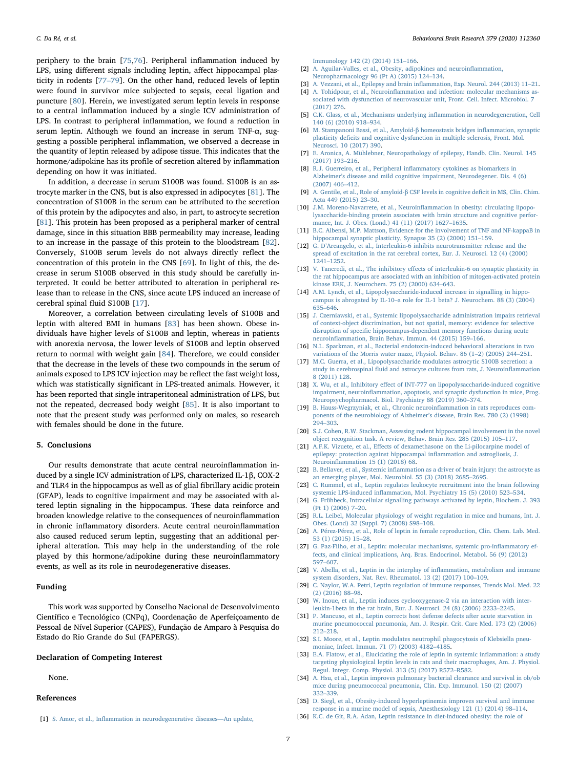periphery to the brain [75,76]. Peripheral inflammation induced by LPS, using different signals including leptin, affect hippocampal plasticity in rodents [77–79]. On the other hand, reduced levels of leptin were found in survivor mice subjected to sepsis, cecal ligation and puncture [80]. Herein, we investigated serum leptin levels in response to a central inflammation induced by a single ICV administration of LPS. In contrast to peripheral inflammation, we found a reduction in serum leptin. Although we found an increase in serum TNF-α, suggesting a possible peripheral inflammation, we observed a decrease in the quantity of leptin released by adipose tissue. This indicates that the hormone/adipokine has its profile of secretion altered by inflammation depending on how it was initiated.

In addition, a decrease in serum S100B was found. S100B is an astrocyte marker in the CNS, but is also expressed in adipocytes [81]. The concentration of S100B in the serum can be attributed to the secretion of this protein by the adipocytes and also, in part, to astrocyte secretion [81]. This protein has been proposed as a peripheral marker of central damage, since in this situation BBB permeability may increase, leading to an increase in the passage of this protein to the bloodstream [82]. Conversely, S100B serum levels do not always directly reflect the concentration of this protein in the CNS [69]. In light of this, the decrease in serum S100B observed in this study should be carefully interpreted. It could be better attributed to alteration in peripheral release than to release in the CNS, since acute LPS induced an increase of cerebral spinal fluid S100B [17].

Moreover, a correlation between circulating levels of S100B and leptin with altered BMI in humans [83] has been shown. Obese individuals have higher levels of S100B and leptin, whereas in patients with anorexia nervosa, the lower levels of S100B and leptin observed return to normal with weight gain [84]. Therefore, we could consider that the decrease in the levels of these two compounds in the serum of animals exposed to LPS ICV injection may be reflect the fast weight loss, which was statistically significant in LPS-treated animals. However, it has been reported that single intraperitoneal administration of LPS, but not the repeated, decreased body weight [85]. It is also important to note that the present study was performed only on males, so research with females should be done in the future.

## 5. Conclusions

Our results demonstrate that acute central neuroinflammation induced by a single ICV administration of LPS, characterized IL-1β, COX-2 and TLR4 in the hippocampus as well as of glial fibrillary acidic protein (GFAP), leads to cognitive impairment and may be associated with altered leptin signaling in the hippocampus. These data reinforce and broaden knowledge relative to the consequences of neuroinflammation in chronic inflammatory disorders. Acute central neuroinflammation also caused reduced serum leptin, suggesting that an additional peripheral alteration. This may help in the understanding of the role played by this hormone/adipokine during these neuroinflammatory events, as well as its role in neurodegenerative diseases.

## Funding

This work was supported by Conselho Nacional de Desenvolvimento Científico e Tecnológico (CNPq), Coordenação de Aperfeiçoamento de Pessoal de Nível Superior (CAPES), Fundação de Amparo à Pesquisa do Estado do Rio Grande do Sul (FAPERGS).

## Declaration of Competing Interest

None.

## References

[1] S. Amor, et al., Inflammation in neurodegenerative diseases—An update, Immunology 142 (2) (2014) 151–166.

[2] A. Aguilar-Valles, et al., Obesity, adipokines and neuroinflammation, Neuropharmacology 96 (Pt A) (2015) 124–134.

[3] A. Vezzani, et al., Epilepsy and brain inflammation, Exp. Neurol. 244 (2013) 11–21.

[4] A. Tohidpour, et al., Neuroinflammation and infection: molecular mechanisms associated with dysfunction of neurovascular unit, Front. Cell. Infect. Microbiol. 7 (2017) 276.

[5] C.K. Glass, et al., Mechanisms underlying inflammation in neurodegeneration, Cell 140 (6) (2010) 918–934.

[6] M. Stampanoni Bassi, et al., Amyloid-β homeostasis bridges inflammation, synaptic plasticity deficits and cognitive dysfunction in multiple sclerosis, Front. Mol. Neurosci. 10 (2017) 390.

[7] E. Aronica, A. Mühlebner, Neuropathology of epilepsy, Handb. Clin. Neurol. 145 (2017) 193–216.

[8] R.J. Guerreiro, et al., Peripheral inflammatory cytokines as biomarkers in Alzheimer's disease and mild cognitive impairment, Neurodegener. Dis. 4 (6) (2007) 406–412.

[9] A. Gentile, et al., Role of amyloid-β CSF levels in cognitive deficit in MS, Clin. Chim. Acta 449 (2015) 23–30.

[10] J.M. Moreno-Navarrete, et al., Neuroinflammation in obesity: circulating lipopolysaccharide-binding protein associates with brain structure and cognitive performance, Int. J. Obes. (Lond.) 41 (11) (2017) 1627–1635.

[11] B.C. Albensi, M.P. Mattson, Evidence for the involvement of TNF and NF-kappaB in hippocampal synaptic plasticity, Synapse 35 (2) (2000) 151–159.

[12] G. D'Arcangelo, et al., Interleukin-6 inhibits neurotransmitter release and the spread of excitation in the rat cerebral cortex, Eur. J. Neurosci. 12 (4) (2000) 1241–1252.

[13] V. Tancredi, et al., The inhibitory effects of interleukin-6 on synaptic plasticity in the rat hippocampus are associated with an inhibition of mitogen-activated protein kinase ERK, J. Neurochem. 75 (2) (2000) 634–643.

[14] A.M. Lynch, et al., Lipopolysaccharide-induced increase in signalling in hippocampus is abrogated by IL-10–a role for IL-1 beta? J. Neurochem. 88 (3) (2004) 635–646.

[15] J. Czerniawski, et al., Systemic lipopolysaccharide administration impairs retrieval of context-object discrimination, but not spatial, memory: evidence for selective disruption of specific hippocampus-dependent memory functions during acute neuroinflammation, Brain Behav. Immun. 44 (2015) 159–166.

[16] N.L. Sparkman, et al., Bacterial endotoxin-induced behavioral alterations in two variations of the Morris water maze, Physiol. Behav. 86 (1–2) (2005) 244–251.

[17] M.C. Guerra, et al., Lipopolysaccharide modulates astrocytic S100B secretion: a study in cerebrospinal fluid and astrocyte cultures from rats, J. Neuroinflammation 8 (2011) 128.

[18] X. Wu, et al., Inhibitory effect of INT-777 on lipopolysaccharide-induced cognitive impairment, neuroinflammation, apoptosis, and synaptic dysfunction in mice, Prog. Neuropsychopharmacol. Biol. Psychiatry 88 (2019) 360–374.

[19] B. Hauss-Wegrzyniak, et al., Chronic neuroinflammation in rats reproduces components of the neurobiology of Alzheimer's disease, Brain Res. 780 (2) (1998) 294–303.

[20] S.J. Cohen, R.W. Stackman, Assessing rodent hippocampal involvement in the novel object recognition task. A review, Behav. Brain Res. 285 (2015) 105–117.

[21] A.F.K. Vizuete, et al., Effects of dexamethasone on the Li-pilocarpine model of epilepsy: protection against hippocampal inflammation and astrogliosis, J. Neuroinflammation 15 (1) (2018) 68.

[22] B. Bellaver, et al., Systemic inflammation as a driver of brain injury: the astrocyte as an emerging player, Mol. Neurobiol. 55 (3) (2018) 2685–2695.

[23] C. Rummel, et al., Leptin regulates leukocyte recruitment into the brain following systemic LPS-induced inflammation, Mol. Psychiatry 15 (5) (2010) 523–534.

[24] G. Frühbeck, Intracellular signalling pathways activated by leptin, Biochem. J. 393 (Pt 1) (2006) 7–20.

[25] R.L. Leibel, Molecular physiology of weight regulation in mice and humans, Int. J. Obes. (Lond) 32 (Suppl. 7) (2008) S98–108.

[26] A. Pérez-Pérez, et al., Role of leptin in female reproduction, Clin. Chem. Lab. Med. 53 (1) (2015) 15–28.

[27] G. Paz-Filho, et al., Leptin: molecular mechanisms, systemic pro-inflammatory effects, and clinical implications, Arq. Bras. Endocrinol. Metabol. 56 (9) (2012) 597–607.

[28] V. Abella, et al., Leptin in the interplay of inflammation, metabolism and immune system disorders, Nat. Rev. Rheumatol. 13 (2) (2017) 100–109.

[29] C. Naylor, W.A. Petri, Leptin regulation of immune responses, Trends Mol. Med. 22 (2) (2016) 88–98.

[30] W. Inoue, et al., Leptin induces cyclooxygenase-2 via an interaction with interleukin-1beta in the rat brain, Eur. J. Neurosci. 24 (8) (2006) 2233–2245.

[31] P. Mancuso, et al., Leptin corrects host defense defects after acute starvation in murine pneumococcal pneumonia, Am. J. Respir. Crit. Care Med. 173 (2) (2006) 212–218.

[32] S.I. Moore, et al., Leptin modulates neutrophil phagocytosis of Klebsiella pneumoniae, Infect. Immun. 71 (7) (2003) 4182–4185.

[33] E.A. Flatow, et al., Elucidating the role of leptin in systemic inflammation: a study targeting physiological leptin levels in rats and their macrophages, Am. J. Physiol. Regul. Integr. Comp. Physiol. 313 (5) (2017) R572–R582.

[34] A. Hsu, et al., Leptin improves pulmonary bacterial clearance and survival in ob/ob mice during pneumococcal pneumonia, Clin. Exp. Immunol. 150 (2) (2007) 332–339.

[35] D. Siegl, et al., Obesity-induced hyperleptinemia improves survival and immune response in a murine model of sepsis, Anesthesiology 121 (1) (2014) 98–114.

[36] K.C. de Git, R.A. Adan, Leptin resistance in diet-induced obesity: the role of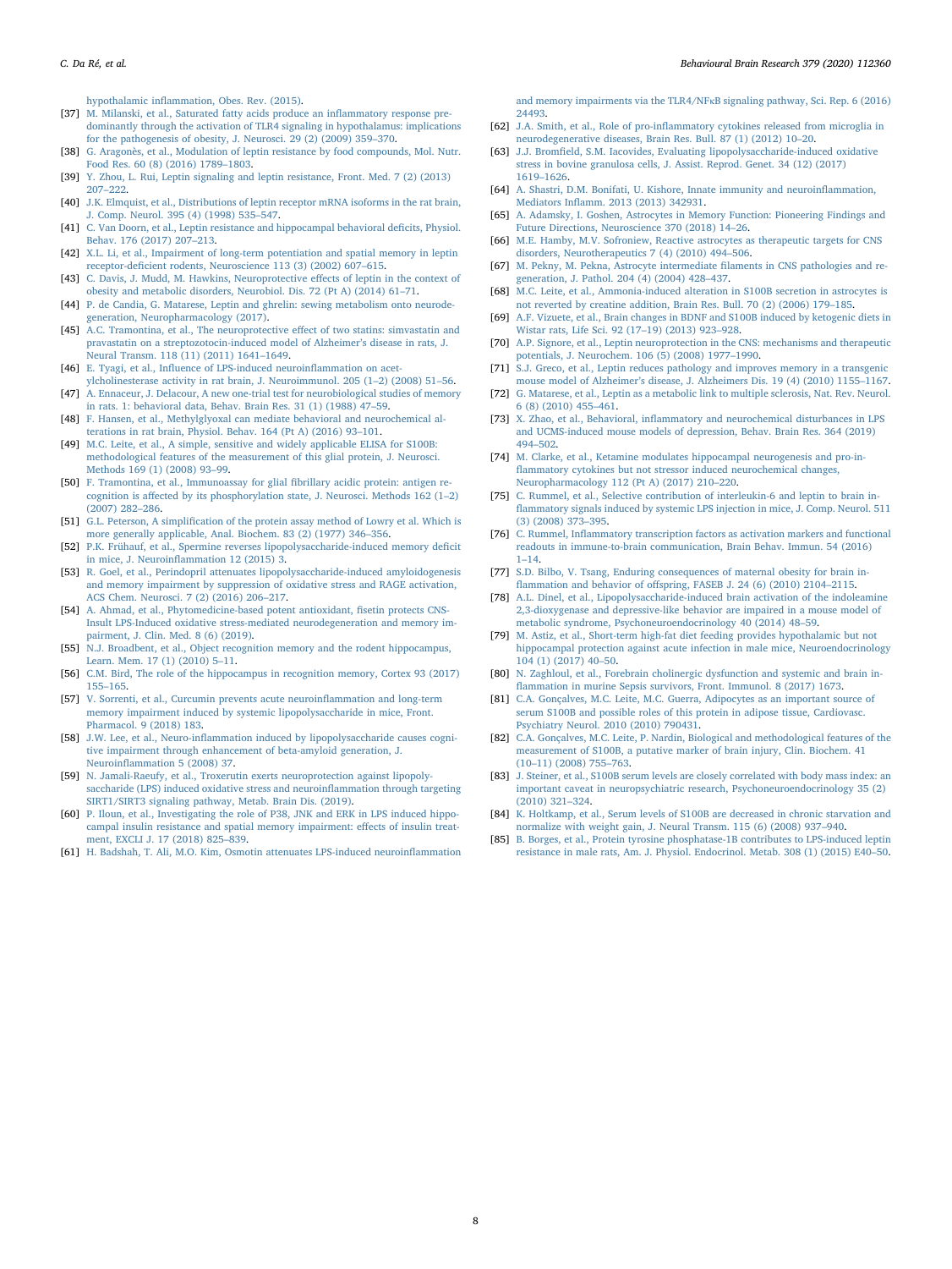hypothalamic inflammation, Obes. Rev. (2015).

[37] M. Milanski, et al., Saturated fatty acids produce an inflammatory response predominantly through the activation of TLR4 signaling in hypothalamus: implications for the pathogenesis of obesity, J. Neurosci. 29 (2) (2009) 359–370.

[38] G. Aragonès, et al., Modulation of leptin resistance by food compounds, Mol. Nutr. Food Res. 60 (8) (2016) 1789–1803.

[39] Y. Zhou, L. Rui, Leptin signaling and leptin resistance, Front. Med. 7 (2) (2013) 207–222.

[40] J.K. Elmquist, et al., Distributions of leptin receptor mRNA isoforms in the rat brain, J. Comp. Neurol. 395 (4) (1998) 535–547.

[41] C. Van Doorn, et al., Leptin resistance and hippocampal behavioral deficits, Physiol. Behav. 176 (2017) 207–213.

[42] X.L. Li, et al., Impairment of long-term potentiation and spatial memory in leptin receptor-deficient rodents, Neuroscience 113 (3) (2002) 607–615.

[43] C. Davis, J. Mudd, M. Hawkins, Neuroprotective effects of leptin in the context of obesity and metabolic disorders, Neurobiol. Dis. 72 (Pt A) (2014) 61–71.

[44] P. de Candia, G. Matarese, Leptin and ghrelin: sewing metabolism onto neurodegeneration, Neuropharmacology (2017).

[45] A.C. Tramontina, et al., The neuroprotective effect of two statins: simvastatin and pravastatin on a streptozotocin-induced model of Alzheimer's disease in rats, J. Neural Transm. 118 (11) (2011) 1641–1649.

[46] E. Tyagi, et al., Influence of LPS-induced neuroinflammation on acetylcholinesterase activity in rat brain, J. Neuroimmunol. 205 (1–2) (2008) 51–56.

[47] A. Ennaceur, J. Delacour, A new one-trial test for neurobiological studies of memory in rats. 1: behavioral data, Behav. Brain Res. 31 (1) (1988) 47–59.

[48] F. Hansen, et al., Methylglyoxal can mediate behavioral and neurochemical alterations in rat brain, Physiol. Behav. 164 (Pt A) (2016) 93–101.

[49] M.C. Leite, et al., A simple, sensitive and widely applicable ELISA for S100B: methodological features of the measurement of this glial protein, J. Neurosci. Methods 169 (1) (2008) 93–99.

[50] F. Tramontina, et al., Immunoassay for glial fibrillary acidic protein: antigen recognition is affected by its phosphorylation state, J. Neurosci. Methods 162 (1–2) (2007) 282–286.

[51] G.L. Peterson, A simplification of the protein assay method of Lowry et al. Which is more generally applicable, Anal. Biochem. 83 (2) (1977) 346–356.

[52] P.K. Frühauf, et al., Spermine reverses lipopolysaccharide-induced memory deficit in mice, J. Neuroinflammation 12 (2015) 3.

[53] R. Goel, et al., Perindopril attenuates lipopolysaccharide-induced amyloidogenesis and memory impairment by suppression of oxidative stress and RAGE activation, ACS Chem. Neurosci. 7 (2) (2016) 206–217.

[54] A. Ahmad, et al., Phytomedicine-based potent antioxidant, fisetin protects CNS-Insult LPS-Induced oxidative stress-mediated neurodegeneration and memory impairment, J. Clin. Med. 8 (6) (2019).

[55] N.J. Broadbent, et al., Object recognition memory and the rodent hippocampus, Learn. Mem. 17 (1) (2010) 5–11.

[56] C.M. Bird, The role of the hippocampus in recognition memory, Cortex 93 (2017) 155–165.

[57] V. Sorrenti, et al., Curcumin prevents acute neuroinflammation and long-term memory impairment induced by systemic lipopolysaccharide in mice, Front. Pharmacol. 9 (2018) 183.

[58] J.W. Lee, et al., Neuro-inflammation induced by lipopolysaccharide causes cognitive impairment through enhancement of beta-amyloid generation, J. Neuroinflammation 5 (2008) 37.

[59] N. Jamali-Raeufy, et al., Troxerutin exerts neuroprotection against lipopolysaccharide (LPS) induced oxidative stress and neuroinflammation through targeting SIRT1/SIRT3 signaling pathway, Metab. Brain Dis. (2019).

[60] P. Iloun, et al., Investigating the role of P38, JNK and ERK in LPS induced hippocampal insulin resistance and spatial memory impairment: effects of insulin treatment, EXCLI J. 17 (2018) 825–839.

[61] H. Badshah, T. Ali, M.O. Kim, Osmotin attenuates LPS-induced neuroinflammation and memory impairments via the TLR4/NFκB signaling pathway, Sci. Rep. 6 (2016) 24493.

[62] J.A. Smith, et al., Role of pro-inflammatory cytokines released from microglia in neurodegenerative diseases, Brain Res. Bull. 87 (1) (2012) 10–20.

[63] J.J. Bromfield, S.M. Iacovides, Evaluating lipopolysaccharide-induced oxidative stress in bovine granulosa cells, J. Assist. Reprod. Genet. 34 (12) (2017) 1619–1626.

[64] A. Shastri, D.M. Bonifati, U. Kishore, Innate immunity and neuroinflammation, Mediators Inflamm. 2013 (2013) 342931.

[65] A. Adamsky, I. Goshen, Astrocytes in Memory Function: Pioneering Findings and Future Directions, Neuroscience 370 (2018) 14–26.

[66] M.E. Hamby, M.V. Sofroniew, Reactive astrocytes as therapeutic targets for CNS disorders, Neurotherapeutics 7 (4) (2010) 494–506.

[67] M. Pekny, M. Pekna, Astrocyte intermediate filaments in CNS pathologies and regeneration, J. Pathol. 204 (4) (2004) 428–437.

[68] M.C. Leite, et al., Ammonia-induced alteration in S100B secretion in astrocytes is not reverted by creatine addition, Brain Res. Bull. 70 (2) (2006) 179–185.

[69] A.F. Vizuete, et al., Brain changes in BDNF and S100B induced by ketogenic diets in Wistar rats, Life Sci. 92 (17–19) (2013) 923–928.

[70] A.P. Signore, et al., Leptin neuroprotection in the CNS: mechanisms and therapeutic potentials, J. Neurochem. 106 (5) (2008) 1977–1990.

[71] S.J. Greco, et al., Leptin reduces pathology and improves memory in a transgenic mouse model of Alzheimer's disease, J. Alzheimers Dis. 19 (4) (2010) 1155–1167.

[72] G. Matarese, et al., Leptin as a metabolic link to multiple sclerosis, Nat. Rev. Neurol. 6 (8) (2010) 455–461.

[73] X. Zhao, et al., Behavioral, inflammatory and neurochemical disturbances in LPS and UCMS-induced mouse models of depression, Behav. Brain Res. 364 (2019) 494–502.

[74] M. Clarke, et al., Ketamine modulates hippocampal neurogenesis and pro-inflammatory cytokines but not stressor induced neurochemical changes, Neuropharmacology 112 (Pt A) (2017) 210–220.

[75] C. Rummel, et al., Selective contribution of interleukin-6 and leptin to brain inflammatory signals induced by systemic LPS injection in mice, J. Comp. Neurol. 511 (3) (2008) 373–395.

[76] C. Rummel, Inflammatory transcription factors as activation markers and functional readouts in immune-to-brain communication, Brain Behav. Immun. 54 (2016) 1–14.

[77] S.D. Bilbo, V. Tsang, Enduring consequences of maternal obesity for brain inflammation and behavior of offspring, FASEB J. 24 (6) (2010) 2104–2115.

[78] A.L. Dinel, et al., Lipopolysaccharide-induced brain activation of the indoleamine 2,3-dioxygenase and depressive-like behavior are impaired in a mouse model of metabolic syndrome, Psychoneuroendocrinology 40 (2014) 48–59.

[79] M. Astiz, et al., Short-term high-fat diet feeding provides hypothalamic but not hippocampal protection against acute infection in male mice, Neuroendocrinology 104 (1) (2017) 40–50.

[80] N. Zaghloul, et al., Forebrain cholinergic dysfunction and systemic and brain inflammation in murine Sepsis survivors, Front. Immunol. 8 (2017) 1673.

[81] C.A. Gonçalves, M.C. Leite, M.C. Guerra, Adipocytes as an important source of serum S100B and possible roles of this protein in adipose tissue, Cardiovasc. Psychiatry Neurol. 2010 (2010) 790431.

[82] C.A. Gonçalves, M.C. Leite, P. Nardin, Biological and methodological features of the measurement of S100B, a putative marker of brain injury, Clin. Biochem. 41 (10–11) (2008) 755–763.

[83] J. Steiner, et al., S100B serum levels are closely correlated with body mass index: an important caveat in neuropsychiatric research, Psychoneuroendocrinology 35 (2) (2010) 321–324.

[84] K. Holtkamp, et al., Serum levels of S100B are decreased in chronic starvation and normalize with weight gain, J. Neural Transm. 115 (6) (2008) 937–940.

[85] B. Borges, et al., Protein tyrosine phosphatase-1B contributes to LPS-induced leptin resistance in male rats, Am. J. Physiol. Endocrinol. Metab. 308 (1) (2015) E40–50.